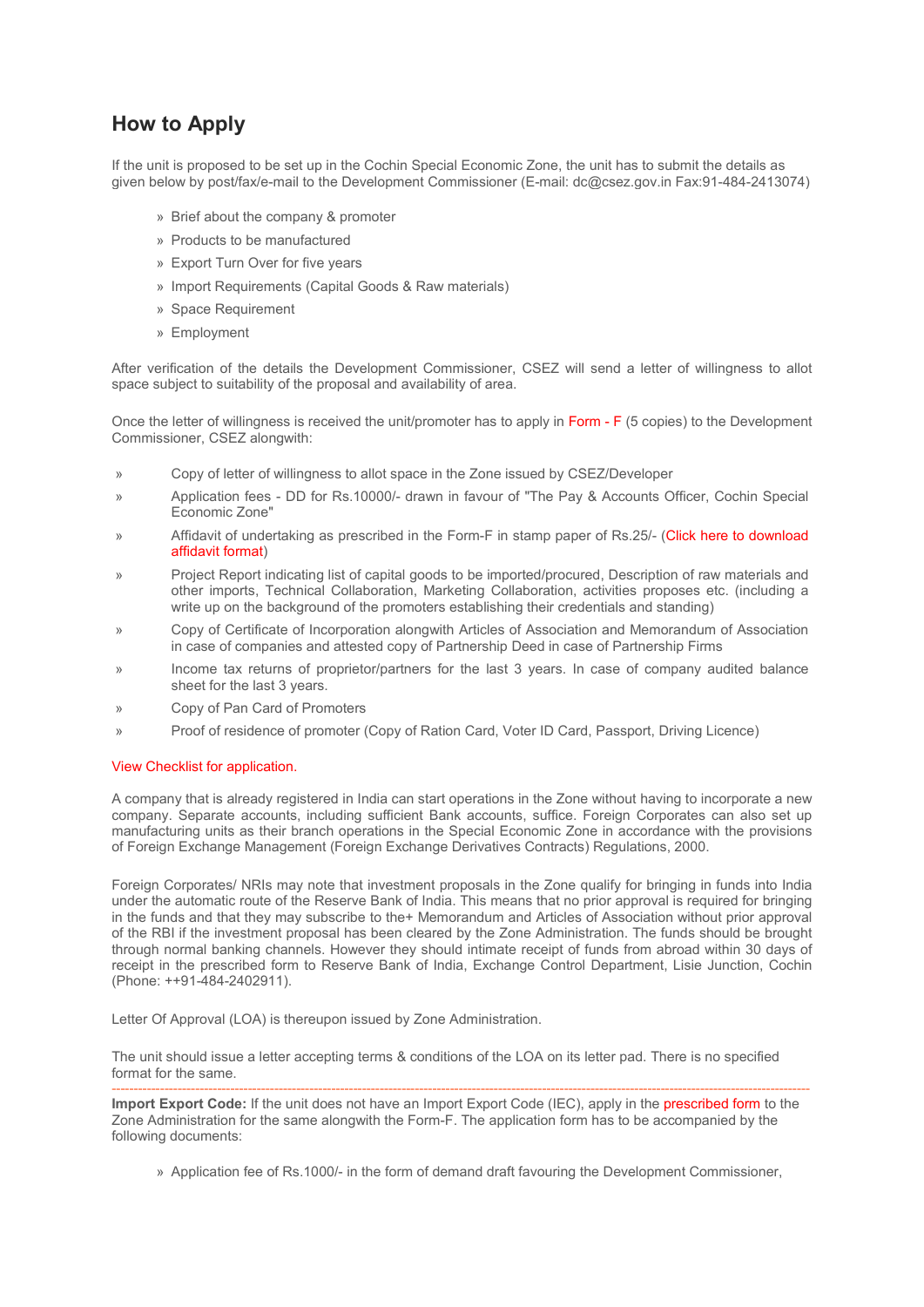# How to Apply

If the unit is proposed to be set up in the Cochin Special Economic Zone, the unit has to submit the details as given below by post/fax/e-mail to the Development Commissioner (E-mail: dc@csez.gov.in Fax:91-484-2413074)

- Brief about the company & promoter
- Products to be manufactured
- Export Turn Over for five years
- Import Requirements (Capital Goods & Raw materials)
- Space Requirement
- Employment

After verification of the details the Development Commissioner, CSEZ will send a letter of willingness to allot space subject to suitability of the proposal and availability of area.

Once the letter of willingness is received the unit/promoter has to apply in Form - F (5 copies) to the Development Commissioner, CSEZ alongwith:

- Copy of letter of willingness to allot space in the Zone issued by CSEZ/Developer
- Application fees - DD for Rs.10000/- drawn in favour of "The Pay & Accounts Officer, Cochin Special Economic Zone"
- Affidavit of undertaking as prescribed in the Form-F in stamp paper of Rs.25/- (Click here to download affidavit format)
- Project Report indicating list of capital goods to be imported/procured, Description of raw materials and other imports, Technical Collaboration, Marketing Collaboration, activities proposes etc. (including a write up on the background of the promoters establishing their credentials and standing)
- Copy of Certificate of Incorporation alongwith Articles of Association and Memorandum of Association in case of companies and attested copy of Partnership Deed in case of Partnership Firms
- Income tax returns of proprietor/partners for the last 3 years. In case of company audited balance sheet for the last 3 years.
- Copy of Pan Card of Promoters
- Proof of residence of promoter (Copy of Ration Card, Voter ID Card, Passport, Driving Licence)

View Checklist for application.

A company that is already registered in India can start operations in the Zone without having to incorporate a new company. Separate accounts, including sufficient Bank accounts, suffice. Foreign Corporates can also set up manufacturing units as their branch operations in the Special Economic Zone in accordance with the provisions of Foreign Exchange Management (Foreign Exchange Derivatives Contracts) Regulations, 2000.

Foreign Corporates/ NRIs may note that investment proposals in the Zone qualify for bringing in funds into India under the automatic route of the Reserve Bank of India. This means that no prior approval is required for bringing in the funds and that they may subscribe to the+ Memorandum and Articles of Association without prior approval of the RBI if the investment proposal has been cleared by the Zone Administration. The funds should be brought through normal banking channels. However they should intimate receipt of funds from abroad within 30 days of receipt in the prescribed form to Reserve Bank of India, Exchange Control Department, Lisie Junction, Cochin (Phone: ++91-484-2402911).

Letter Of Approval (LOA) is thereupon issued by Zone Administration.

The unit should issue a letter accepting terms & conditions of the LOA on its letter pad. There is no specified format for the same.

---

**Import Export Code:** If the unit does not have an Import Export Code (IEC), apply in the prescribed form to the Zone Administration for the same alongwith the Form-F. The application form has to be accompanied by the following documents:

- Application fee of Rs.1000/- in the form of demand draft favouring the Development Commissioner,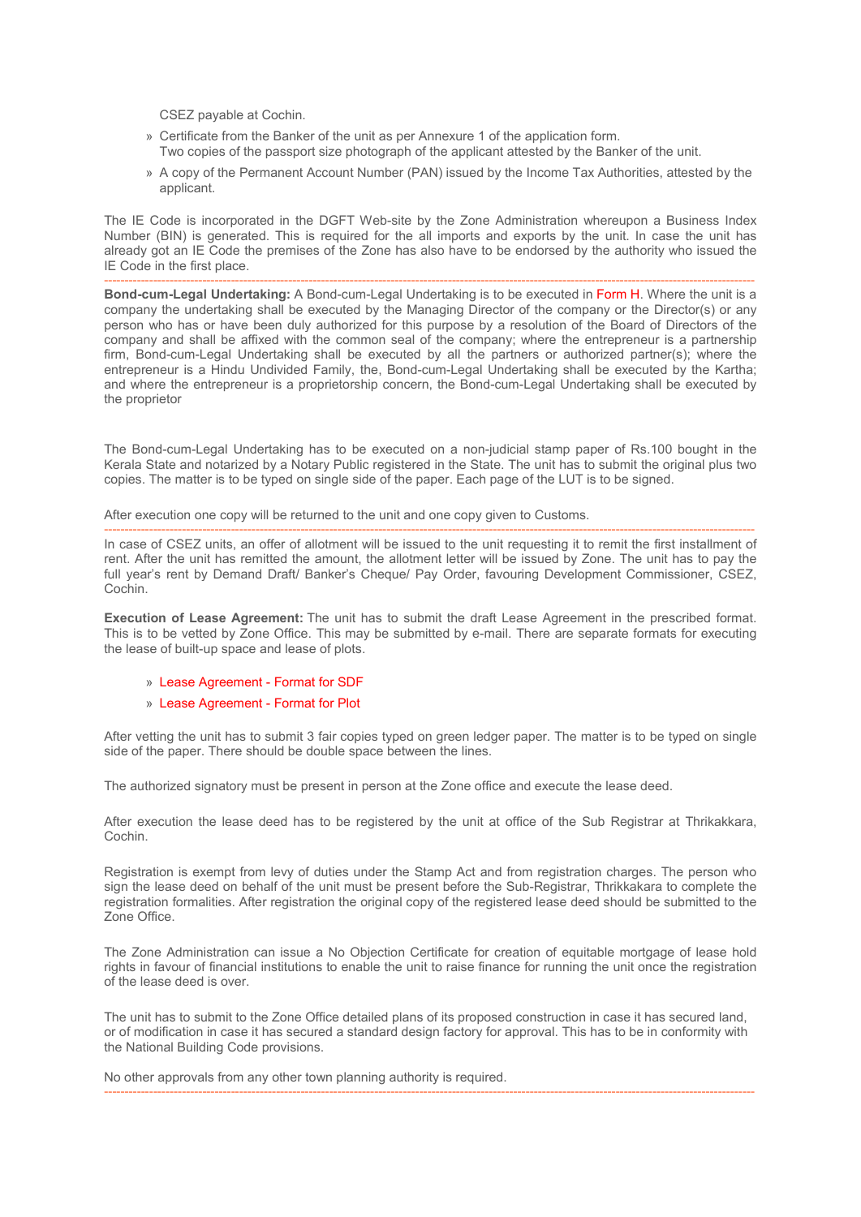CSEZ payable at Cochin.

- Certificate from the Banker of the unit as per Annexure 1 of the application form.
  Two copies of the passport size photograph of the applicant attested by the Banker of the unit.
- A copy of the Permanent Account Number (PAN) issued by the Income Tax Authorities, attested by the applicant.

The IE Code is incorporated in the DGFT Web-site by the Zone Administration whereupon a Business Index Number (BIN) is generated. This is required for the all imports and exports by the unit. In case the unit has already got an IE Code the premises of the Zone has also have to be endorsed by the authority who issued the IE Code in the first place.

---

**Bond-cum-Legal Undertaking:** A Bond-cum-Legal Undertaking is to be executed in Form H. Where the unit is a company the undertaking shall be executed by the Managing Director of the company or the Director(s) or any person who has or have been duly authorized for this purpose by a resolution of the Board of Directors of the company and shall be affixed with the common seal of the company; where the entrepreneur is a partnership firm, Bond-cum-Legal Undertaking shall be executed by all the partners or authorized partner(s); where the entrepreneur is a Hindu Undivided Family, the, Bond-cum-Legal Undertaking shall be executed by the Kartha; and where the entrepreneur is a proprietorship concern, the Bond-cum-Legal Undertaking shall be executed by the proprietor

The Bond-cum-Legal Undertaking has to be executed on a non-judicial stamp paper of Rs.100 bought in the Kerala State and notarized by a Notary Public registered in the State. The unit has to submit the original plus two copies. The matter is to be typed on single side of the paper. Each page of the LUT is to be signed.

After execution one copy will be returned to the unit and one copy given to Customs.

---

In case of CSEZ units, an offer of allotment will be issued to the unit requesting it to remit the first installment of rent. After the unit has remitted the amount, the allotment letter will be issued by Zone. The unit has to pay the full year's rent by Demand Draft/ Banker's Cheque/ Pay Order, favouring Development Commissioner, CSEZ, Cochin.

**Execution of Lease Agreement:** The unit has to submit the draft Lease Agreement in the prescribed format. This is to be vetted by Zone Office. This may be submitted by e-mail. There are separate formats for executing the lease of built-up space and lease of plots.

- Lease Agreement - Format for SDF
- Lease Agreement - Format for Plot

After vetting the unit has to submit 3 fair copies typed on green ledger paper. The matter is to be typed on single side of the paper. There should be double space between the lines.

The authorized signatory must be present in person at the Zone office and execute the lease deed.

After execution the lease deed has to be registered by the unit at office of the Sub Registrar at Thrikakkara, Cochin.

Registration is exempt from levy of duties under the Stamp Act and from registration charges. The person who sign the lease deed on behalf of the unit must be present before the Sub-Registrar, Thrikkakara to complete the registration formalities. After registration the original copy of the registered lease deed should be submitted to the Zone Office.

The Zone Administration can issue a No Objection Certificate for creation of equitable mortgage of lease hold rights in favour of financial institutions to enable the unit to raise finance for running the unit once the registration of the lease deed is over.

The unit has to submit to the Zone Office detailed plans of its proposed construction in case it has secured land, or of modification in case it has secured a standard design factory for approval. This has to be in conformity with the National Building Code provisions.

No other approvals from any other town planning authority is required.

---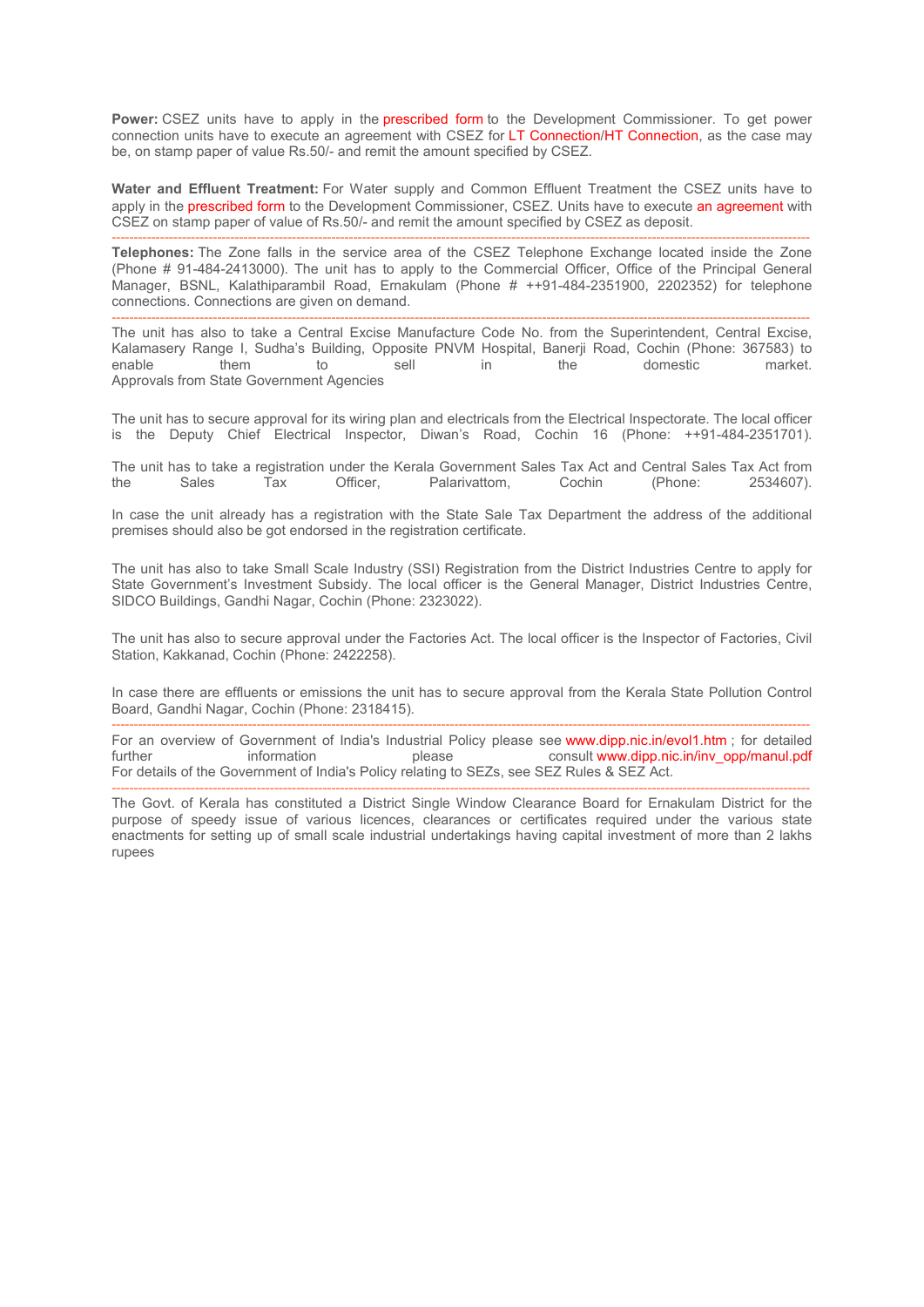**Power:** CSEZ units have to apply in the prescribed form to the Development Commissioner. To get power connection units have to execute an agreement with CSEZ for LT Connection/HT Connection, as the case may be, on stamp paper of value Rs.50/- and remit the amount specified by CSEZ.

**Water and Effluent Treatment:** For Water supply and Common Effluent Treatment the CSEZ units have to apply in the prescribed form to the Development Commissioner, CSEZ. Units have to execute an agreement with CSEZ on stamp paper of value of Rs.50/- and remit the amount specified by CSEZ as deposit.

---

**Telephones:** The Zone falls in the service area of the CSEZ Telephone Exchange located inside the Zone (Phone # 91-484-2413000). The unit has to apply to the Commercial Officer, Office of the Principal General Manager, BSNL, Kalathiparambil Road, Ernakulam (Phone # ++91-484-2351900, 2202352) for telephone connections. Connections are given on demand.

---

The unit has also to take a Central Excise Manufacture Code No. from the Superintendent, Central Excise, Kalamasery Range I, Sudha's Building, Opposite PNVM Hospital, Banerji Road, Cochin (Phone: 367583) to enable them to sell in the domestic market.
Approvals from State Government Agencies

The unit has to secure approval for its wiring plan and electricals from the Electrical Inspectorate. The local officer is the Deputy Chief Electrical Inspector, Diwan's Road, Cochin 16 (Phone: ++91-484-2351701).

The unit has to take a registration under the Kerala Government Sales Tax Act and Central Sales Tax Act from the Sales Tax Officer, Palarivattom, Cochin (Phone: 2534607).

In case the unit already has a registration with the State Sale Tax Department the address of the additional premises should also be got endorsed in the registration certificate.

The unit has also to take Small Scale Industry (SSI) Registration from the District Industries Centre to apply for State Government's Investment Subsidy. The local officer is the General Manager, District Industries Centre, SIDCO Buildings, Gandhi Nagar, Cochin (Phone: 2323022).

The unit has also to secure approval under the Factories Act. The local officer is the Inspector of Factories, Civil Station, Kakkanad, Cochin (Phone: 2422258).

In case there are effluents or emissions the unit has to secure approval from the Kerala State Pollution Control Board, Gandhi Nagar, Cochin (Phone: 2318415).

---

For an overview of Government of India's Industrial Policy please see www.dipp.nic.in/evol1.htm ; for detailed further information please consult www.dipp.nic.in/inv_opp/manul.pdf
For details of the Government of India's Policy relating to SEZs, see SEZ Rules & SEZ Act.

---

The Govt. of Kerala has constituted a District Single Window Clearance Board for Ernakulam District for the purpose of speedy issue of various licences, clearances or certificates required under the various state enactments for setting up of small scale industrial undertakings having capital investment of more than 2 lakhs rupees